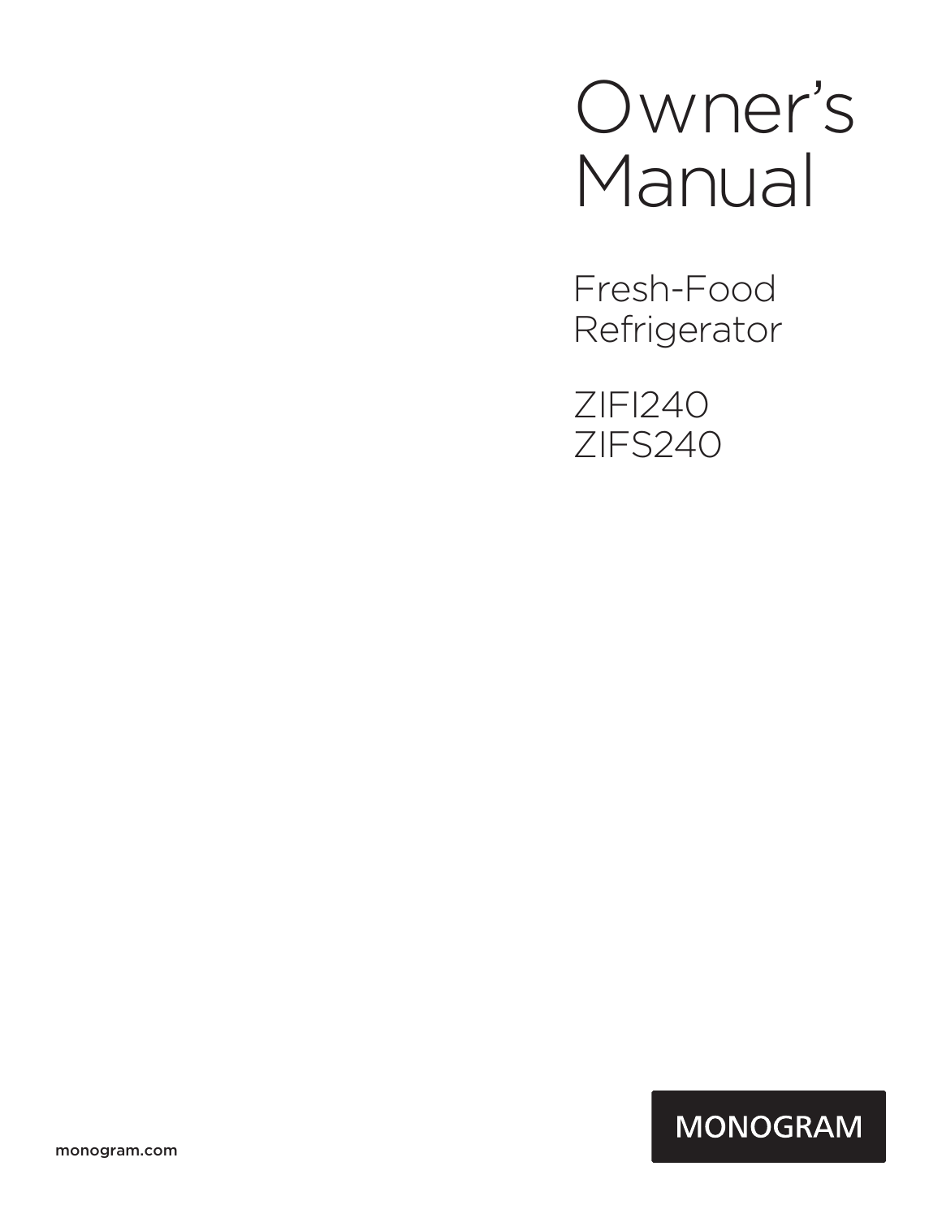# Owner's Manual

## Fresh-Food Refrigerator

ZIFI240
ZIFS240

MONOGRAM

monogram.com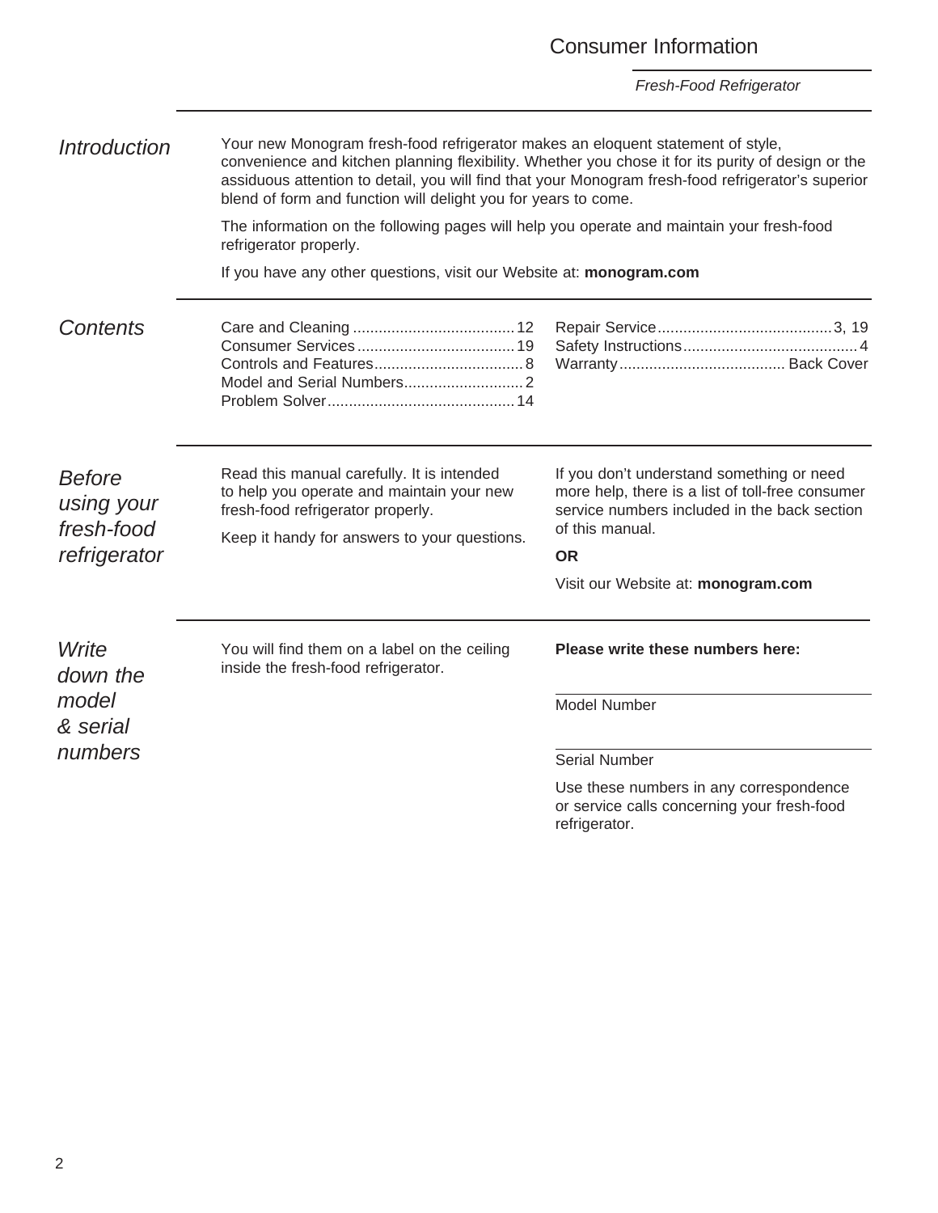# Consumer Information

*Fresh-Food Refrigerator*

## *Introduction*

Your new Monogram fresh-food refrigerator makes an eloquent statement of style, convenience and kitchen planning flexibility. Whether you chose it for its purity of design or the assiduous attention to detail, you will find that your Monogram fresh-food refrigerator's superior blend of form and function will delight you for years to come.

The information on the following pages will help you operate and maintain your fresh-food refrigerator properly.

If you have any other questions, visit our Website at: **monogram.com**

## *Contents*

Care and Cleaning .......... 12
Consumer Services .......... 19
Controls and Features .......... 8
Model and Serial Numbers .......... 2
Problem Solver .......... 14
Repair Service .......... 3, 19
Safety Instructions .......... 4
Warranty .......... Back Cover

## *Before using your fresh-food refrigerator*

Read this manual carefully. It is intended to help you operate and maintain your new fresh-food refrigerator properly.

Keep it handy for answers to your questions.

If you don't understand something or need more help, there is a list of toll-free consumer service numbers included in the back section of this manual.

**OR**

Visit our Website at: **monogram.com**

## *Write down the model & serial numbers*

You will find them on a label on the ceiling inside the fresh-food refrigerator.

**Please write these numbers here:**

Model Number ____________________

Serial Number ____________________

Use these numbers in any correspondence or service calls concerning your fresh-food refrigerator.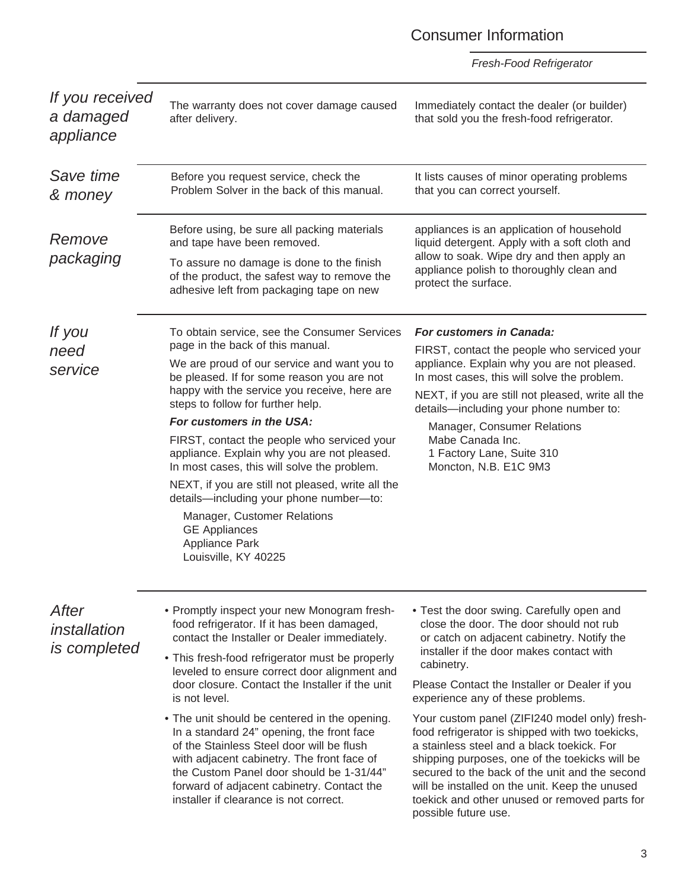# Consumer Information

*Fresh-Food Refrigerator*

## *If you received a damaged appliance*

The warranty does not cover damage caused after delivery.

Immediately contact the dealer (or builder) that sold you the fresh-food refrigerator.

## *Save time & money*

Before you request service, check the Problem Solver in the back of this manual.

It lists causes of minor operating problems that you can correct yourself.

## *Remove packaging*

Before using, be sure all packing materials and tape have been removed.

To assure no damage is done to the finish of the product, the safest way to remove the adhesive left from packaging tape on new appliances is an application of household liquid detergent. Apply with a soft cloth and allow to soak. Wipe dry and then apply an appliance polish to thoroughly clean and protect the surface.

## *If you need service*

To obtain service, see the Consumer Services page in the back of this manual.

We are proud of our service and want you to be pleased. If for some reason you are not happy with the service you receive, here are steps to follow for further help.

***For customers in the USA:***

FIRST, contact the people who serviced your appliance. Explain why you are not pleased. In most cases, this will solve the problem.

NEXT, if you are still not pleased, write all the details—including your phone number—to:

Manager, Customer Relations
GE Appliances
Appliance Park
Louisville, KY 40225

***For customers in Canada:***

FIRST, contact the people who serviced your appliance. Explain why you are not pleased. In most cases, this will solve the problem.

NEXT, if you are still not pleased, write all the details—including your phone number to:

Manager, Consumer Relations
Mabe Canada Inc.
1 Factory Lane, Suite 310
Moncton, N.B. E1C 9M3

## *After installation is completed*

- Promptly inspect your new Monogram fresh-food refrigerator. If it has been damaged, contact the Installer or Dealer immediately.
- This fresh-food refrigerator must be properly leveled to ensure correct door alignment and door closure. Contact the Installer if the unit is not level.
- The unit should be centered in the opening. In a standard 24" opening, the front face of the Stainless Steel door will be flush with adjacent cabinetry. The front face of the Custom Panel door should be 1-31/44" forward of adjacent cabinetry. Contact the installer if clearance is not correct.
- Test the door swing. Carefully open and close the door. The door should not rub or catch on adjacent cabinetry. Notify the installer if the door makes contact with cabinetry.

Please Contact the Installer or Dealer if you experience any of these problems.

Your custom panel (ZIFI240 model only) fresh-food refrigerator is shipped with two toekicks, a stainless steel and a black toekick. For shipping purposes, one of the toekicks will be secured to the back of the unit and the second will be installed on the unit. Keep the unused toekick and other unused or removed parts for possible future use.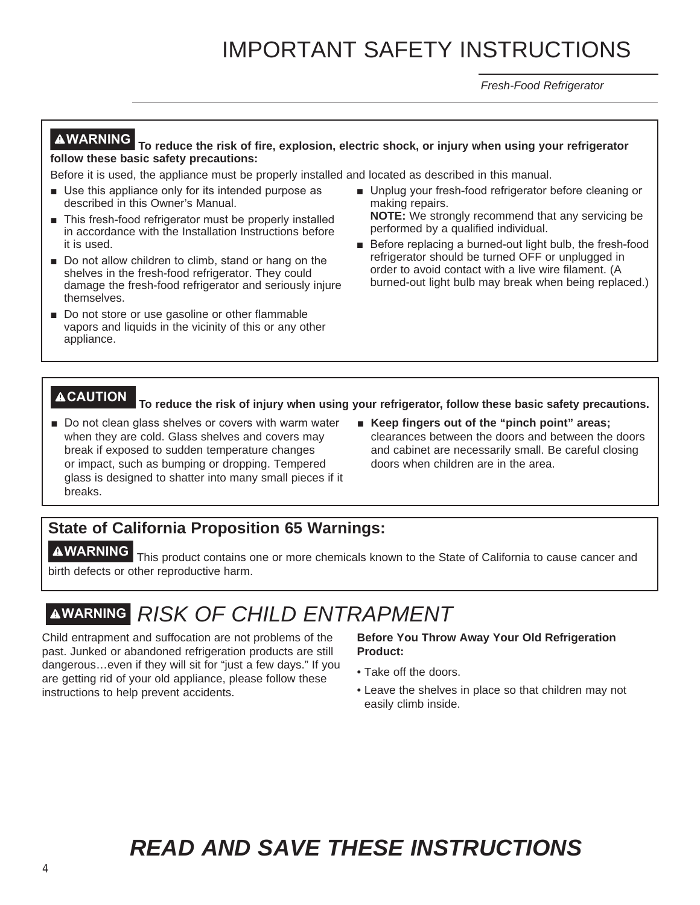# IMPORTANT SAFETY INSTRUCTIONS

*Fresh-Food Refrigerator*

**⚠WARNING To reduce the risk of fire, explosion, electric shock, or injury when using your refrigerator follow these basic safety precautions:**

Before it is used, the appliance must be properly installed and located as described in this manual.

- Use this appliance only for its intended purpose as described in this Owner's Manual.
- This fresh-food refrigerator must be properly installed in accordance with the Installation Instructions before it is used.
- Do not allow children to climb, stand or hang on the shelves in the fresh-food refrigerator. They could damage the fresh-food refrigerator and seriously injure themselves.
- Do not store or use gasoline or other flammable vapors and liquids in the vicinity of this or any other appliance.
- Unplug your fresh-food refrigerator before cleaning or making repairs.
  **NOTE:** We strongly recommend that any servicing be performed by a qualified individual.
- Before replacing a burned-out light bulb, the fresh-food refrigerator should be turned OFF or unplugged in order to avoid contact with a live wire filament. (A burned-out light bulb may break when being replaced.)

**⚠CAUTION To reduce the risk of injury when using your refrigerator, follow these basic safety precautions.**

- Do not clean glass shelves or covers with warm water when they are cold. Glass shelves and covers may break if exposed to sudden temperature changes or impact, such as bumping or dropping. Tempered glass is designed to shatter into many small pieces if it breaks.
- **Keep fingers out of the "pinch point" areas;** clearances between the doors and between the doors and cabinet are necessarily small. Be careful closing doors when children are in the area.

## State of California Proposition 65 Warnings:

**⚠WARNING** This product contains one or more chemicals known to the State of California to cause cancer and birth defects or other reproductive harm.

## ⚠WARNING *RISK OF CHILD ENTRAPMENT*

Child entrapment and suffocation are not problems of the past. Junked or abandoned refrigeration products are still dangerous…even if they will sit for "just a few days." If you are getting rid of your old appliance, please follow these instructions to help prevent accidents.

**Before You Throw Away Your Old Refrigeration Product:**

- Take off the doors.
- Leave the shelves in place so that children may not easily climb inside.

## *READ AND SAVE THESE INSTRUCTIONS*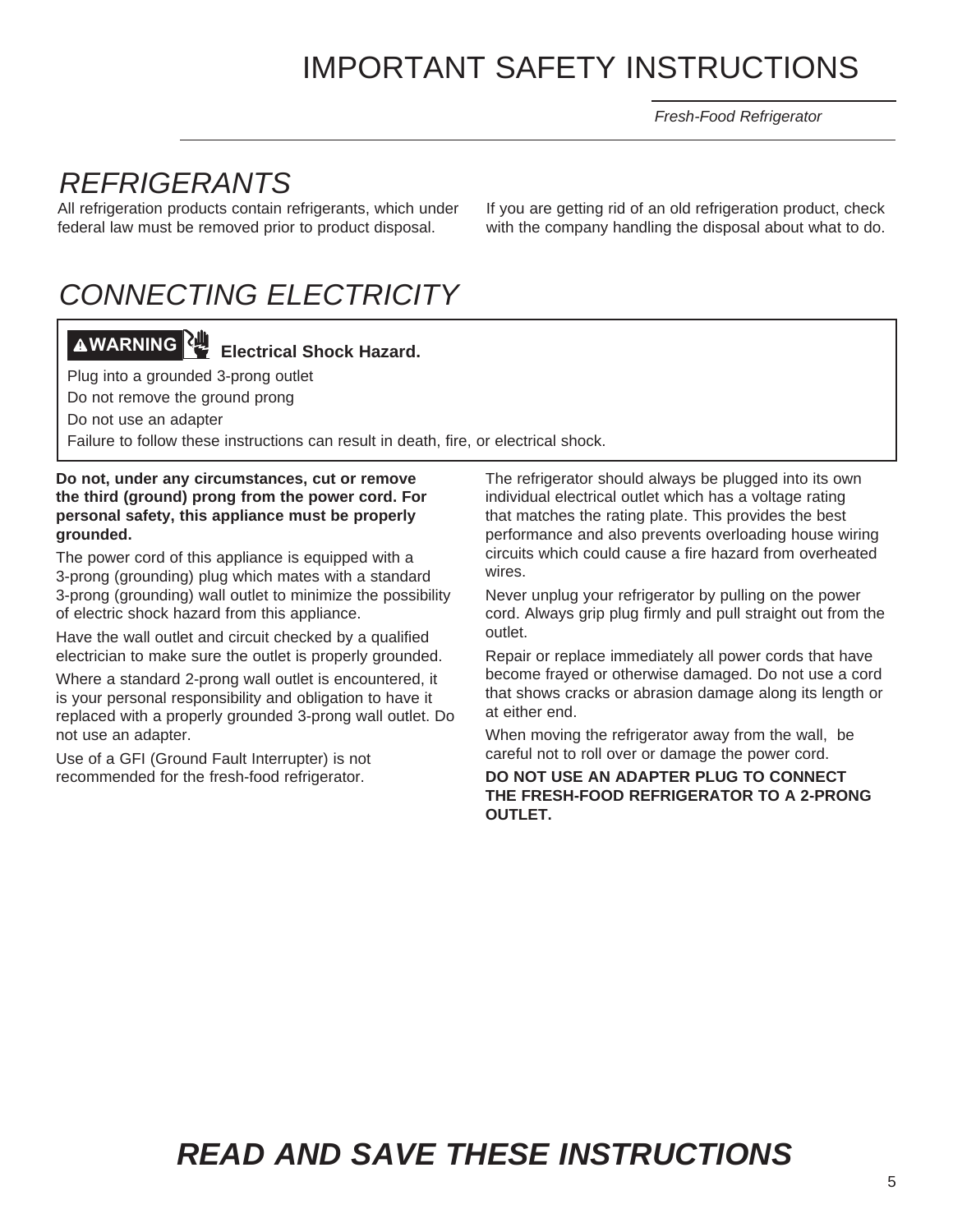# IMPORTANT SAFETY INSTRUCTIONS

*Fresh-Food Refrigerator*

## *REFRIGERANTS*

All refrigeration products contain refrigerants, which under federal law must be removed prior to product disposal.

If you are getting rid of an old refrigeration product, check with the company handling the disposal about what to do.

## *CONNECTING ELECTRICITY*

**⚠WARNING** **Electrical Shock Hazard.**

Plug into a grounded 3-prong outlet

Do not remove the ground prong

Do not use an adapter

Failure to follow these instructions can result in death, fire, or electrical shock.

**Do not, under any circumstances, cut or remove the third (ground) prong from the power cord. For personal safety, this appliance must be properly grounded.**

The power cord of this appliance is equipped with a 3-prong (grounding) plug which mates with a standard 3-prong (grounding) wall outlet to minimize the possibility of electric shock hazard from this appliance.

Have the wall outlet and circuit checked by a qualified electrician to make sure the outlet is properly grounded.

Where a standard 2-prong wall outlet is encountered, it is your personal responsibility and obligation to have it replaced with a properly grounded 3-prong wall outlet. Do not use an adapter.

Use of a GFI (Ground Fault Interrupter) is not recommended for the fresh-food refrigerator.

The refrigerator should always be plugged into its own individual electrical outlet which has a voltage rating that matches the rating plate. This provides the best performance and also prevents overloading house wiring circuits which could cause a fire hazard from overheated wires.

Never unplug your refrigerator by pulling on the power cord. Always grip plug firmly and pull straight out from the outlet.

Repair or replace immediately all power cords that have become frayed or otherwise damaged. Do not use a cord that shows cracks or abrasion damage along its length or at either end.

When moving the refrigerator away from the wall, be careful not to roll over or damage the power cord.

**DO NOT USE AN ADAPTER PLUG TO CONNECT THE FRESH-FOOD REFRIGERATOR TO A 2-PRONG OUTLET.**

***READ AND SAVE THESE INSTRUCTIONS***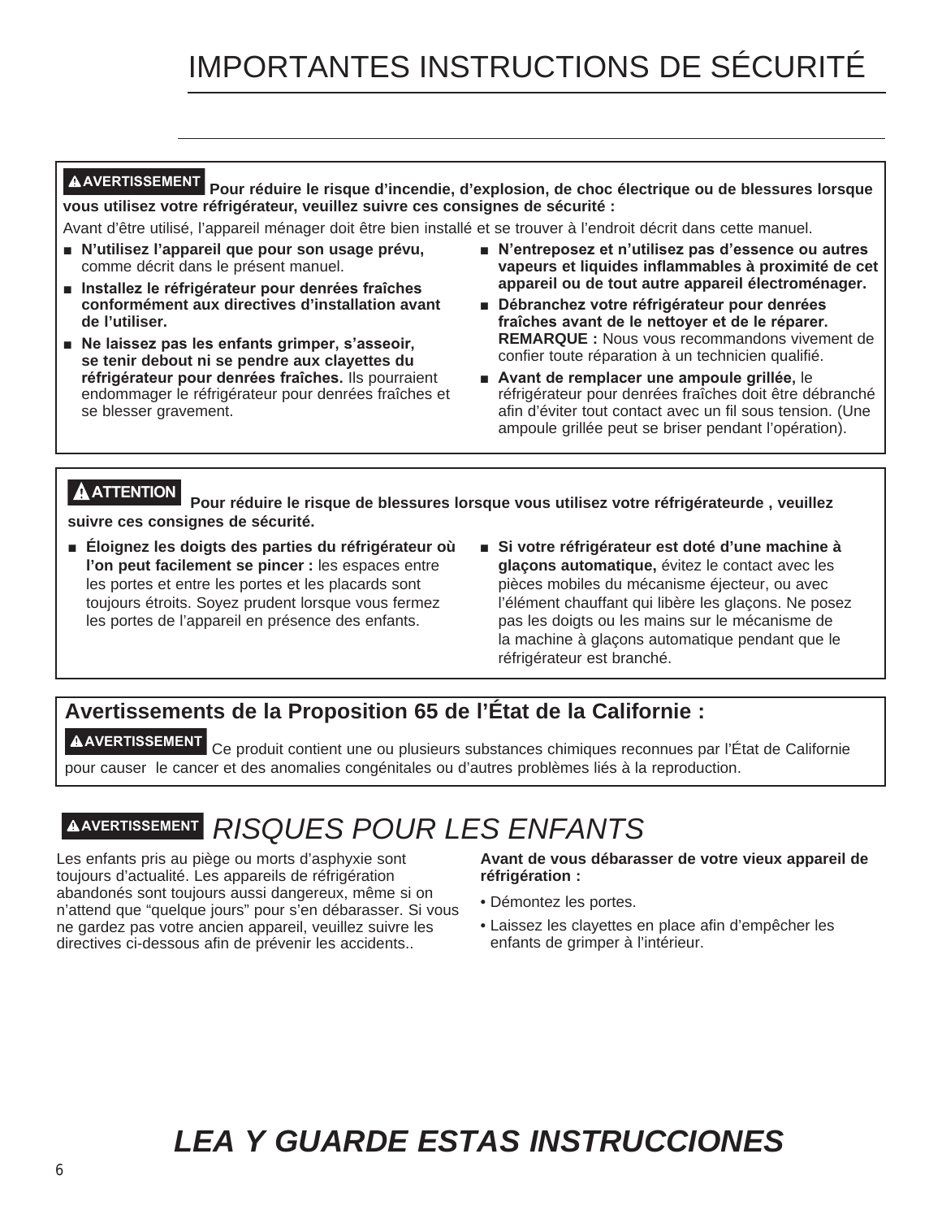# IMPORTANTES INSTRUCTIONS DE SÉCURITÉ

**⚠AVERTISSEMENT** **Pour réduire le risque d'incendie, d'explosion, de choc électrique ou de blessures lorsque vous utilisez votre réfrigérateur, veuillez suivre ces consignes de sécurité :**

Avant d'être utilisé, l'appareil ménager doit être bien installé et se trouver à l'endroit décrit dans cette manuel.

- **N'utilisez l'appareil que pour son usage prévu,** comme décrit dans le présent manuel.
- **Installez le réfrigérateur pour denrées fraîches conformément aux directives d'installation avant de l'utiliser.**
- **Ne laissez pas les enfants grimper, s'asseoir, se tenir debout ni se pendre aux clayettes du réfrigérateur pour denrées fraîches.** Ils pourraient endommager le réfrigérateur pour denrées fraîches et se blesser gravement.
- **N'entreposez et n'utilisez pas d'essence ou autres vapeurs et liquides inflammables à proximité de cet appareil ou de tout autre appareil électroménager.**
- **Débranchez votre réfrigérateur pour denrées fraîches avant de le nettoyer et de le réparer. REMARQUE :** Nous vous recommandons vivement de confier toute réparation à un technicien qualifié.
- **Avant de remplacer une ampoule grillée,** le réfrigérateur pour denrées fraîches doit être débranché afin d'éviter tout contact avec un fil sous tension. (Une ampoule grillée peut se briser pendant l'opération).

**⚠ATTENTION** **Pour réduire le risque de blessures lorsque vous utilisez votre réfrigérateurde , veuillez suivre ces consignes de sécurité.**

- **Éloignez les doigts des parties du réfrigérateur où l'on peut facilement se pincer :** les espaces entre les portes et entre les portes et les placards sont toujours étroits. Soyez prudent lorsque vous fermez les portes de l'appareil en présence des enfants.
- **Si votre réfrigérateur est doté d'une machine à glaçons automatique,** évitez le contact avec les pièces mobiles du mécanisme éjecteur, ou avec l'élément chauffant qui libère les glaçons. Ne posez pas les doigts ou les mains sur le mécanisme de la machine à glaçons automatique pendant que le réfrigérateur est branché.

## Avertissements de la Proposition 65 de l'État de la Californie :

**⚠AVERTISSEMENT** Ce produit contient une ou plusieurs substances chimiques reconnues par l'État de Californie pour causer le cancer et des anomalies congénitales ou d'autres problèmes liés à la reproduction.

## ⚠AVERTISSEMENT *RISQUES POUR LES ENFANTS*

Les enfants pris au piège ou morts d'asphyxie sont toujours d'actualité. Les appareils de réfrigération abandonés sont toujours aussi dangereux, même si on n'attend que "quelque jours" pour s'en débarasser. Si vous ne gardez pas votre ancien appareil, veuillez suivre les directives ci-dessous afin de prévenir les accidents..

**Avant de vous débarasser de votre vieux appareil de réfrigération :**

- Démontez les portes.
- Laissez les clayettes en place afin d'empêcher les enfants de grimper à l'intérieur.

## *LEA Y GUARDE ESTAS INSTRUCCIONES*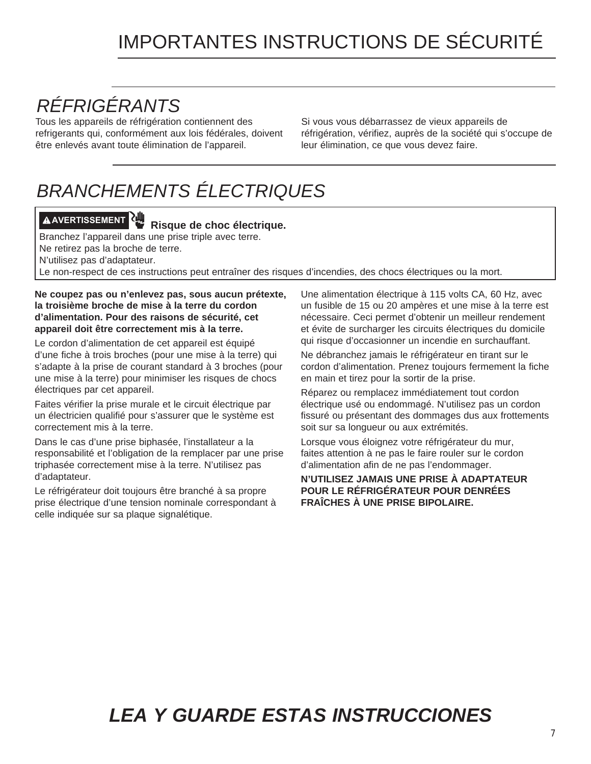# IMPORTANTES INSTRUCTIONS DE SÉCURITÉ

## *RÉFRIGÉRANTS*

Tous les appareils de réfrigération contiennent des refrigerants qui, conformément aux lois fédérales, doivent être enlevés avant toute élimination de l'appareil.

Si vous vous débarrassez de vieux appareils de réfrigération, vérifiez, auprès de la société qui s'occupe de leur élimination, ce que vous devez faire.

## *BRANCHEMENTS ÉLECTRIQUES*

**⚠AVERTISSEMENT** **Risque de choc électrique.**

Branchez l'appareil dans une prise triple avec terre.
Ne retirez pas la broche de terre.
N'utilisez pas d'adaptateur.
Le non-respect de ces instructions peut entraîner des risques d'incendies, des chocs électriques ou la mort.

**Ne coupez pas ou n'enlevez pas, sous aucun prétexte, la troisième broche de mise à la terre du cordon d'alimentation. Pour des raisons de sécurité, cet appareil doit être correctement mis à la terre.**

Le cordon d'alimentation de cet appareil est équipé d'une fiche à trois broches (pour une mise à la terre) qui s'adapte à la prise de courant standard à 3 broches (pour une mise à la terre) pour minimiser les risques de chocs électriques par cet appareil.

Faites vérifier la prise murale et le circuit électrique par un électricien qualifié pour s'assurer que le système est correctement mis à la terre.

Dans le cas d'une prise biphasée, l'installateur a la responsabilité et l'obligation de la remplacer par une prise triphasée correctement mise à la terre. N'utilisez pas d'adaptateur.

Le réfrigérateur doit toujours être branché à sa propre prise électrique d'une tension nominale correspondant à celle indiquée sur sa plaque signalétique.

Une alimentation électrique à 115 volts CA, 60 Hz, avec un fusible de 15 ou 20 ampères et une mise à la terre est nécessaire. Ceci permet d'obtenir un meilleur rendement et évite de surcharger les circuits électriques du domicile qui risque d'occasionner un incendie en surchauffant.

Ne débranchez jamais le réfrigérateur en tirant sur le cordon d'alimentation. Prenez toujours fermement la fiche en main et tirez pour la sortir de la prise.

Réparez ou remplacez immédiatement tout cordon électrique usé ou endommagé. N'utilisez pas un cordon fissuré ou présentant des dommages dus aux frottements soit sur sa longueur ou aux extrémités.

Lorsque vous éloignez votre réfrigérateur du mur, faites attention à ne pas le faire rouler sur le cordon d'alimentation afin de ne pas l'endommager.

**N'UTILISEZ JAMAIS UNE PRISE À ADAPTATEUR POUR LE RÉFRIGÉRATEUR POUR DENRÉES FRAÎCHES À UNE PRISE BIPOLAIRE.**

***LEA Y GUARDE ESTAS INSTRUCCIONES***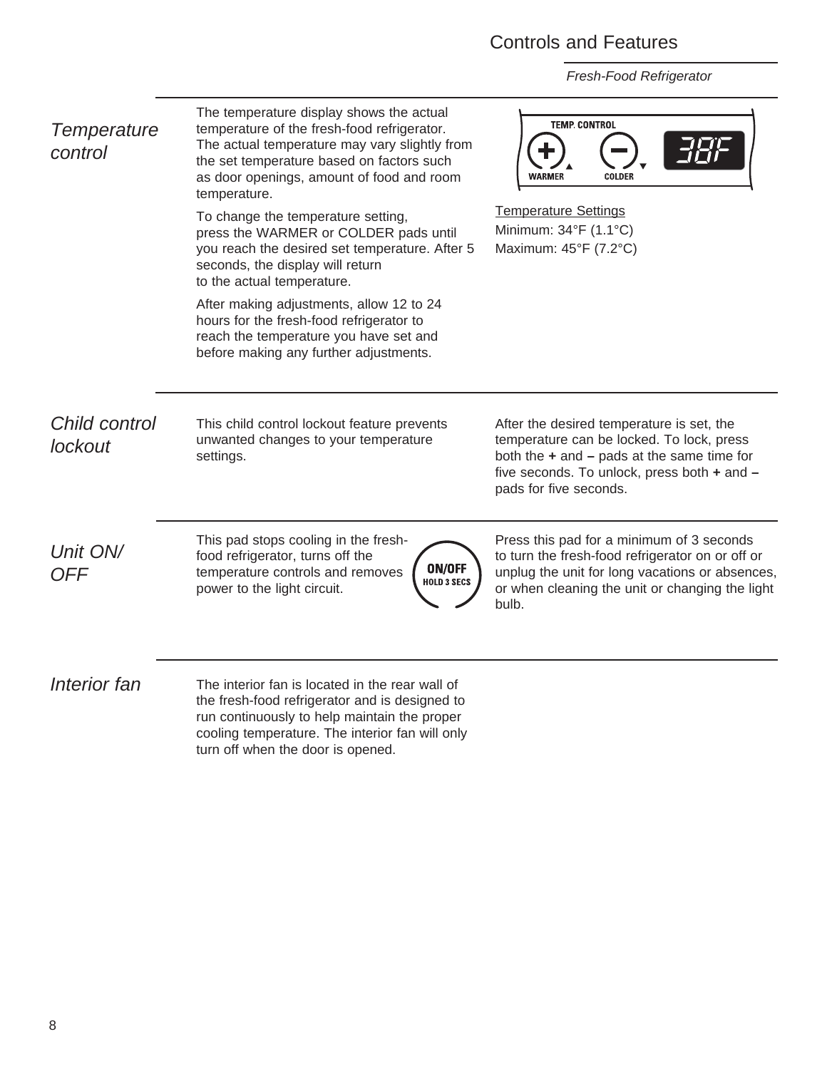# Controls and Features

*Fresh-Food Refrigerator*

## *Temperature control*

The temperature display shows the actual temperature of the fresh-food refrigerator. The actual temperature may vary slightly from the set temperature based on factors such as door openings, amount of food and room temperature.

To change the temperature setting, press the WARMER or COLDER pads until you reach the desired set temperature. After 5 seconds, the display will return to the actual temperature.

After making adjustments, allow 12 to 24 hours for the fresh-food refrigerator to reach the temperature you have set and before making any further adjustments.

TEMP. CONTROL

WARMER COLDER 38F

Temperature Settings

Minimum: 34°F (1.1°C)

Maximum: 45°F (7.2°C)

## *Child control lockout*

This child control lockout feature prevents unwanted changes to your temperature settings.

After the desired temperature is set, the temperature can be locked. To lock, press both the **+** and **–** pads at the same time for five seconds. To unlock, press both **+** and **–** pads for five seconds.

## *Unit ON/OFF*

This pad stops cooling in the fresh-food refrigerator, turns off the temperature controls and removes power to the light circuit.

**ON/OFF**
**HOLD 3 SECS**

Press this pad for a minimum of 3 seconds to turn the fresh-food refrigerator on or off or unplug the unit for long vacations or absences, or when cleaning the unit or changing the light bulb.

## *Interior fan*

The interior fan is located in the rear wall of the fresh-food refrigerator and is designed to run continuously to help maintain the proper cooling temperature. The interior fan will only turn off when the door is opened.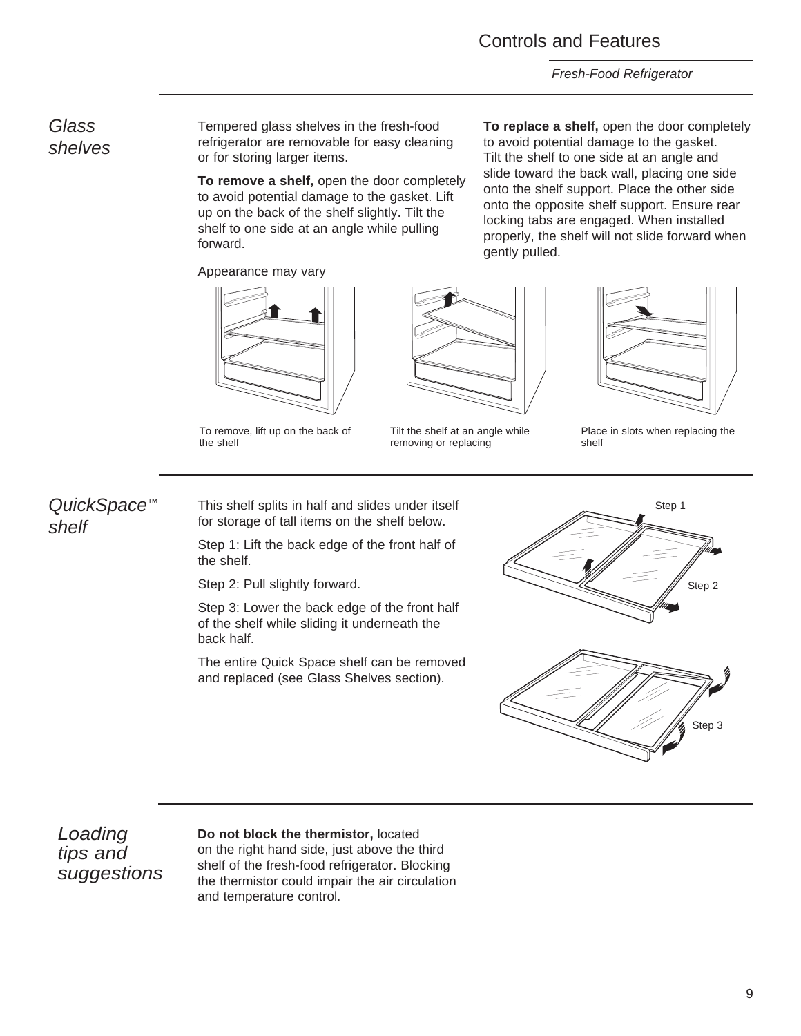## Controls and Features

*Fresh-Food Refrigerator*

### *Glass shelves*

Tempered glass shelves in the fresh-food refrigerator are removable for easy cleaning or for storing larger items.

**To remove a shelf,** open the door completely to avoid potential damage to the gasket. Lift up on the back of the shelf slightly. Tilt the shelf to one side at an angle while pulling forward.

**To replace a shelf,** open the door completely to avoid potential damage to the gasket. Tilt the shelf to one side at an angle and slide toward the back wall, placing one side onto the shelf support. Place the other side onto the opposite shelf support. Ensure rear locking tabs are engaged. When installed properly, the shelf will not slide forward when gently pulled.

Appearance may vary

To remove, lift up on the back of the shelf

Tilt the shelf at an angle while removing or replacing

Place in slots when replacing the shelf

### *QuickSpace™ shelf*

This shelf splits in half and slides under itself for storage of tall items on the shelf below.

Step 1: Lift the back edge of the front half of the shelf.

Step 2: Pull slightly forward.

Step 3: Lower the back edge of the front half of the shelf while sliding it underneath the back half.

The entire Quick Space shelf can be removed and replaced (see Glass Shelves section).

Step 1

Step 2

Step 3

### *Loading tips and suggestions*

**Do not block the thermistor,** located on the right hand side, just above the third shelf of the fresh-food refrigerator. Blocking the thermistor could impair the air circulation and temperature control.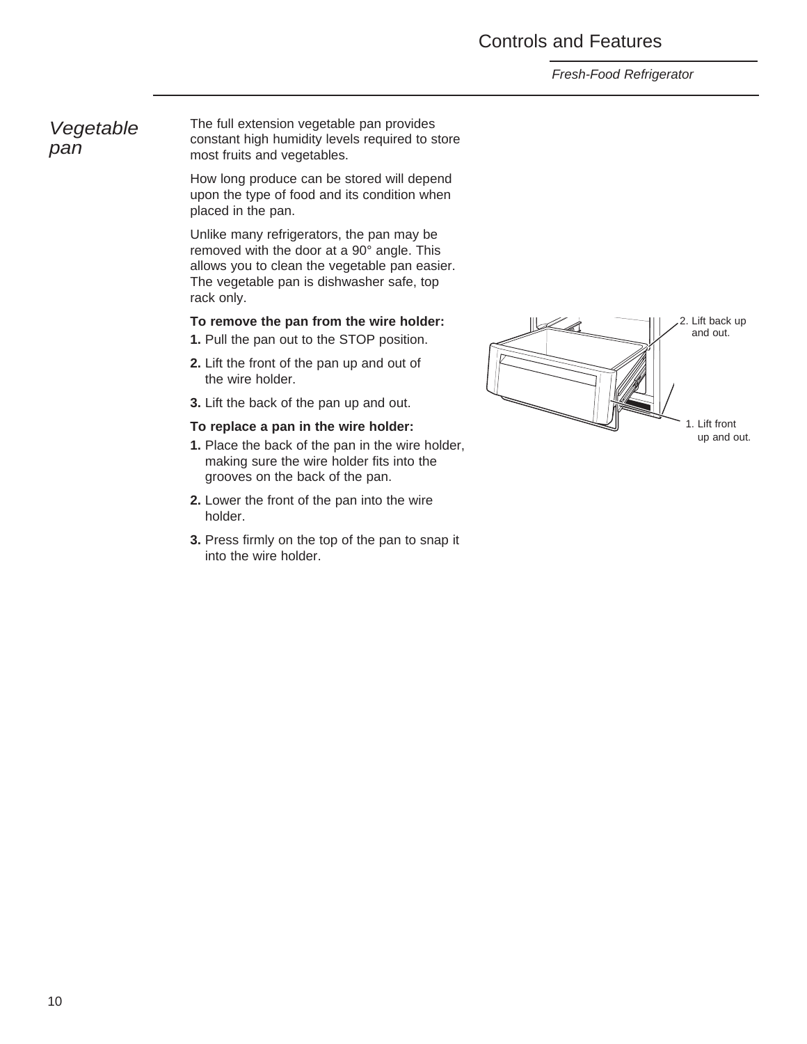# Controls and Features

*Fresh-Food Refrigerator*

## *Vegetable pan*

The full extension vegetable pan provides constant high humidity levels required to store most fruits and vegetables.

How long produce can be stored will depend upon the type of food and its condition when placed in the pan.

Unlike many refrigerators, the pan may be removed with the door at a 90° angle. This allows you to clean the vegetable pan easier. The vegetable pan is dishwasher safe, top rack only.

**To remove the pan from the wire holder:**

**1.** Pull the pan out to the STOP position.

**2.** Lift the front of the pan up and out of the wire holder.

**3.** Lift the back of the pan up and out.

**To replace a pan in the wire holder:**

**1.** Place the back of the pan in the wire holder, making sure the wire holder fits into the grooves on the back of the pan.

**2.** Lower the front of the pan into the wire holder.

**3.** Press firmly on the top of the pan to snap it into the wire holder.

2. Lift back up and out.

1. Lift front up and out.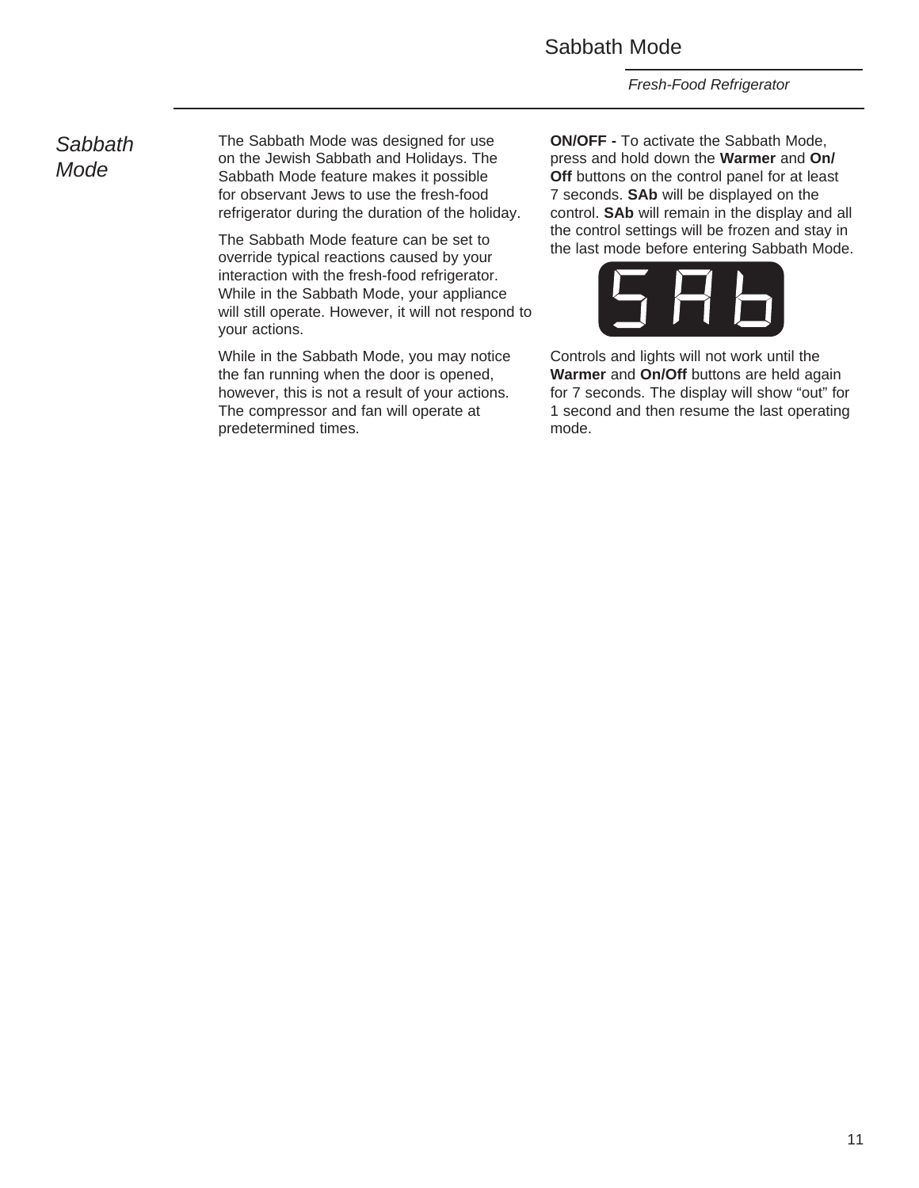# Sabbath Mode

*Fresh-Food Refrigerator*

## *Sabbath Mode*

The Sabbath Mode was designed for use on the Jewish Sabbath and Holidays. The Sabbath Mode feature makes it possible for observant Jews to use the fresh-food refrigerator during the duration of the holiday.

The Sabbath Mode feature can be set to override typical reactions caused by your interaction with the fresh-food refrigerator. While in the Sabbath Mode, your appliance will still operate. However, it will not respond to your actions.

While in the Sabbath Mode, you may notice the fan running when the door is opened, however, this is not a result of your actions. The compressor and fan will operate at predetermined times.

**ON/OFF -** To activate the Sabbath Mode, press and hold down the **Warmer** and **On/Off** buttons on the control panel for at least 7 seconds. **SAb** will be displayed on the control. **SAb** will remain in the display and all the control settings will be frozen and stay in the last mode before entering Sabbath Mode.

SAb

Controls and lights will not work until the **Warmer** and **On/Off** buttons are held again for 7 seconds. The display will show "out" for 1 second and then resume the last operating mode.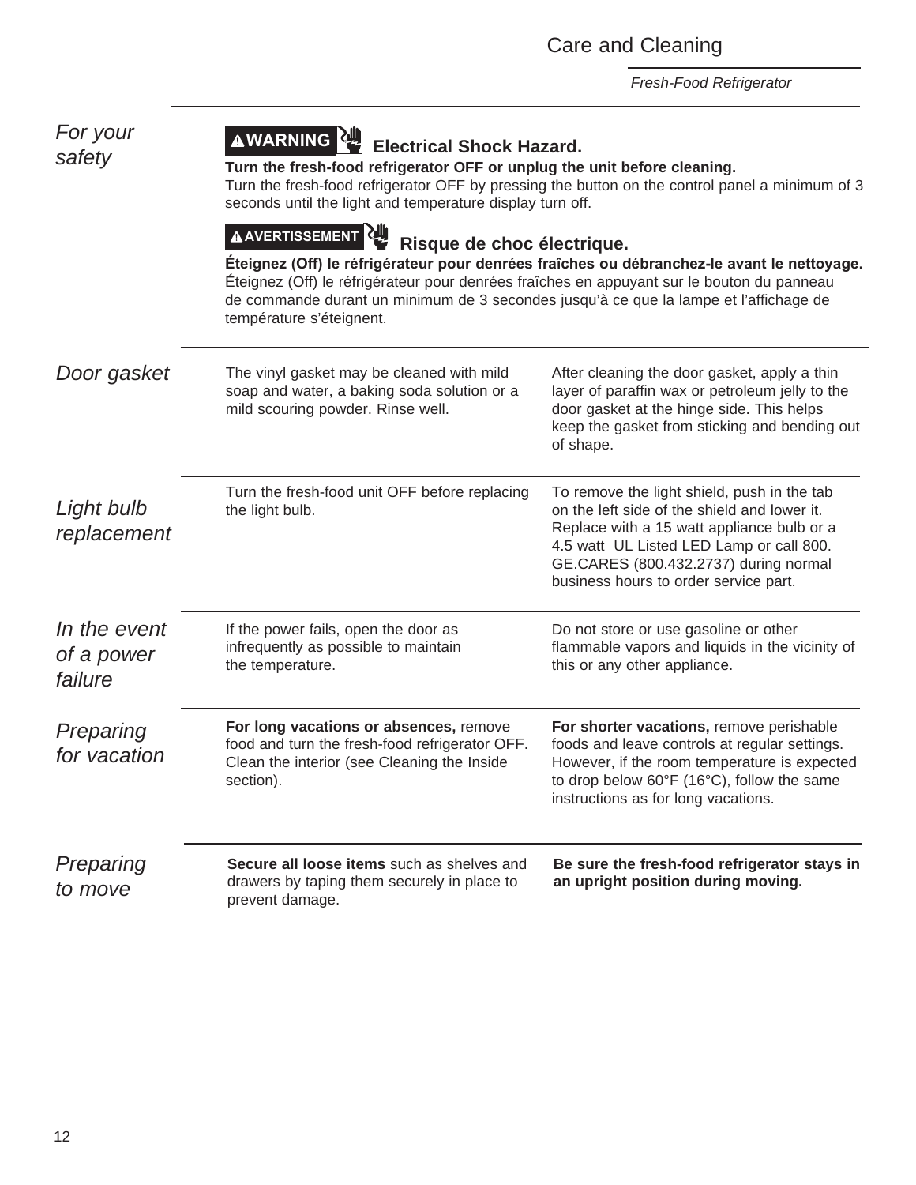## For your safety

**⚠WARNING** **Electrical Shock Hazard.**

**Turn the fresh-food refrigerator OFF or unplug the unit before cleaning.**
Turn the fresh-food refrigerator OFF by pressing the button on the control panel a minimum of 3 seconds until the light and temperature display turn off.

**⚠AVERTISSEMENT** **Risque de choc électrique.**

**Éteignez (Off) le réfrigérateur pour denrées fraîches ou débranchez-le avant le nettoyage.**
Éteignez (Off) le réfrigérateur pour denrées fraîches en appuyant sur le bouton du panneau de commande durant un minimum de 3 secondes jusqu'à ce que la lampe et l'affichage de température s'éteignent.

## Door gasket

The vinyl gasket may be cleaned with mild soap and water, a baking soda solution or a mild scouring powder. Rinse well.

After cleaning the door gasket, apply a thin layer of paraffin wax or petroleum jelly to the door gasket at the hinge side. This helps keep the gasket from sticking and bending out of shape.

## Light bulb replacement

Turn the fresh-food unit OFF before replacing the light bulb.

To remove the light shield, push in the tab on the left side of the shield and lower it. Replace with a 15 watt appliance bulb or a 4.5 watt UL Listed LED Lamp or call 800.GE.CARES (800.432.2737) during normal business hours to order service part.

## In the event of a power failure

If the power fails, open the door as infrequently as possible to maintain the temperature.

Do not store or use gasoline or other flammable vapors and liquids in the vicinity of this or any other appliance.

## Preparing for vacation

**For long vacations or absences,** remove food and turn the fresh-food refrigerator OFF. Clean the interior (see Cleaning the Inside section).

**For shorter vacations,** remove perishable foods and leave controls at regular settings. However, if the room temperature is expected to drop below 60°F (16°C), follow the same instructions as for long vacations.

## Preparing to move

**Secure all loose items** such as shelves and drawers by taping them securely in place to prevent damage.

**Be sure the fresh-food refrigerator stays in an upright position during moving.**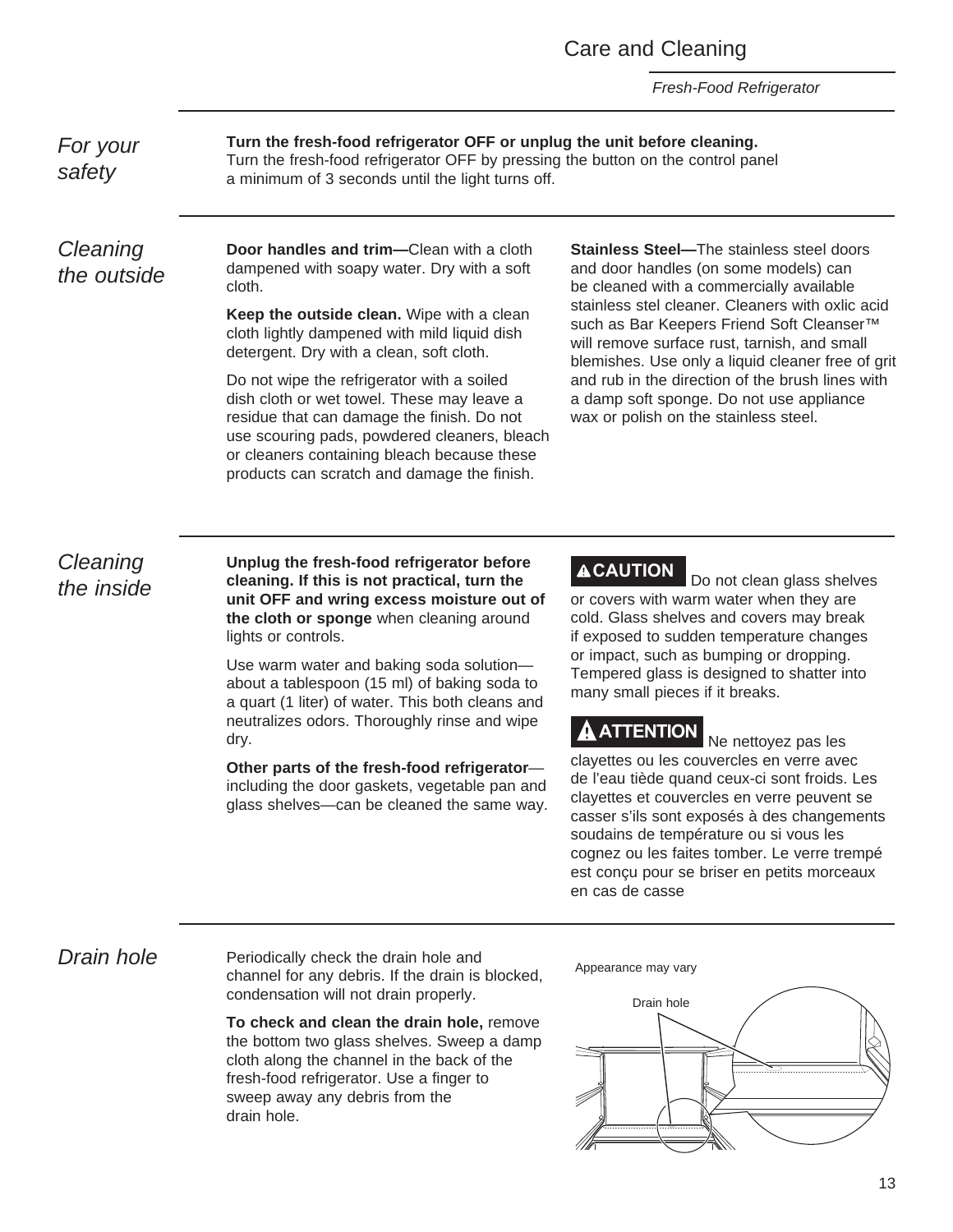# Care and Cleaning

*Fresh-Food Refrigerator*

## *For your safety*

**Turn the fresh-food refrigerator OFF or unplug the unit before cleaning.** Turn the fresh-food refrigerator OFF by pressing the button on the control panel a minimum of 3 seconds until the light turns off.

## *Cleaning the outside*

**Door handles and trim—**Clean with a cloth dampened with soapy water. Dry with a soft cloth.

**Keep the outside clean.** Wipe with a clean cloth lightly dampened with mild liquid dish detergent. Dry with a clean, soft cloth.

Do not wipe the refrigerator with a soiled dish cloth or wet towel. These may leave a residue that can damage the finish. Do not use scouring pads, powdered cleaners, bleach or cleaners containing bleach because these products can scratch and damage the finish.

**Stainless Steel—**The stainless steel doors and door handles (on some models) can be cleaned with a commercially available stainless stel cleaner. Cleaners with oxlic acid such as Bar Keepers Friend Soft Cleanser™ will remove surface rust, tarnish, and small blemishes. Use only a liquid cleaner free of grit and rub in the direction of the brush lines with a damp soft sponge. Do not use appliance wax or polish on the stainless steel.

## *Cleaning the inside*

**Unplug the fresh-food refrigerator before cleaning. If this is not practical, turn the unit OFF and wring excess moisture out of the cloth or sponge** when cleaning around lights or controls.

Use warm water and baking soda solution—about a tablespoon (15 ml) of baking soda to a quart (1 liter) of water. This both cleans and neutralizes odors. Thoroughly rinse and wipe dry.

**Other parts of the fresh-food refrigerator**—including the door gaskets, vegetable pan and glass shelves—can be cleaned the same way.

**⚠CAUTION** Do not clean glass shelves or covers with warm water when they are cold. Glass shelves and covers may break if exposed to sudden temperature changes or impact, such as bumping or dropping. Tempered glass is designed to shatter into many small pieces if it breaks.

**⚠ATTENTION** Ne nettoyez pas les clayettes ou les couvercles en verre avec de l'eau tiède quand ceux-ci sont froids. Les clayettes et couvercles en verre peuvent se casser s'ils sont exposés à des changements soudains de température ou si vous les cognez ou les faites tomber. Le verre trempé est conçu pour se briser en petits morceaux en cas de casse

## *Drain hole*

Periodically check the drain hole and channel for any debris. If the drain is blocked, condensation will not drain properly.

**To check and clean the drain hole,** remove the bottom two glass shelves. Sweep a damp cloth along the channel in the back of the fresh-food refrigerator. Use a finger to sweep away any debris from the drain hole.

Appearance may vary

Drain hole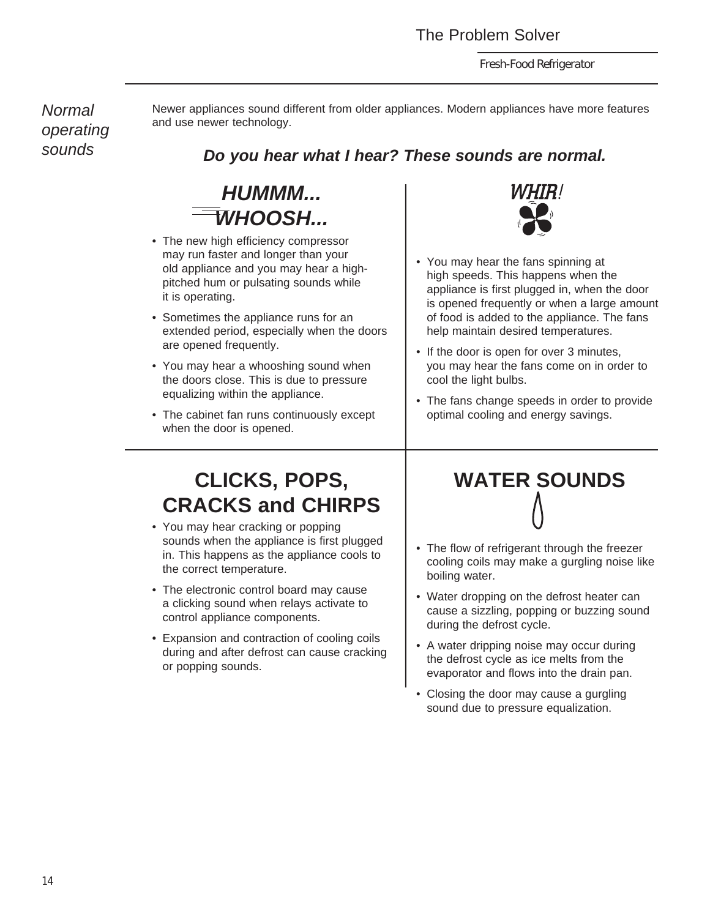## Normal operating sounds

Newer appliances sound different from older appliances. Modern appliances have more features and use newer technology.

### *Do you hear what I hear? These sounds are normal.*

#### *HUMMM... WHOOSH...*

- The new high efficiency compressor may run faster and longer than your old appliance and you may hear a high-pitched hum or pulsating sounds while it is operating.
- Sometimes the appliance runs for an extended period, especially when the doors are opened frequently.
- You may hear a whooshing sound when the doors close. This is due to pressure equalizing within the appliance.
- The cabinet fan runs continuously except when the door is opened.

#### *WHIR!*

- You may hear the fans spinning at high speeds. This happens when the appliance is first plugged in, when the door is opened frequently or when a large amount of food is added to the appliance. The fans help maintain desired temperatures.
- If the door is open for over 3 minutes, you may hear the fans come on in order to cool the light bulbs.
- The fans change speeds in order to provide optimal cooling and energy savings.

#### CLICKS, POPS, CRACKS and CHIRPS

- You may hear cracking or popping sounds when the appliance is first plugged in. This happens as the appliance cools to the correct temperature.
- The electronic control board may cause a clicking sound when relays activate to control appliance components.
- Expansion and contraction of cooling coils during and after defrost can cause cracking or popping sounds.

#### WATER SOUNDS

- The flow of refrigerant through the freezer cooling coils may make a gurgling noise like boiling water.
- Water dropping on the defrost heater can cause a sizzling, popping or buzzing sound during the defrost cycle.
- A water dripping noise may occur during the defrost cycle as ice melts from the evaporator and flows into the drain pan.
- Closing the door may cause a gurgling sound due to pressure equalization.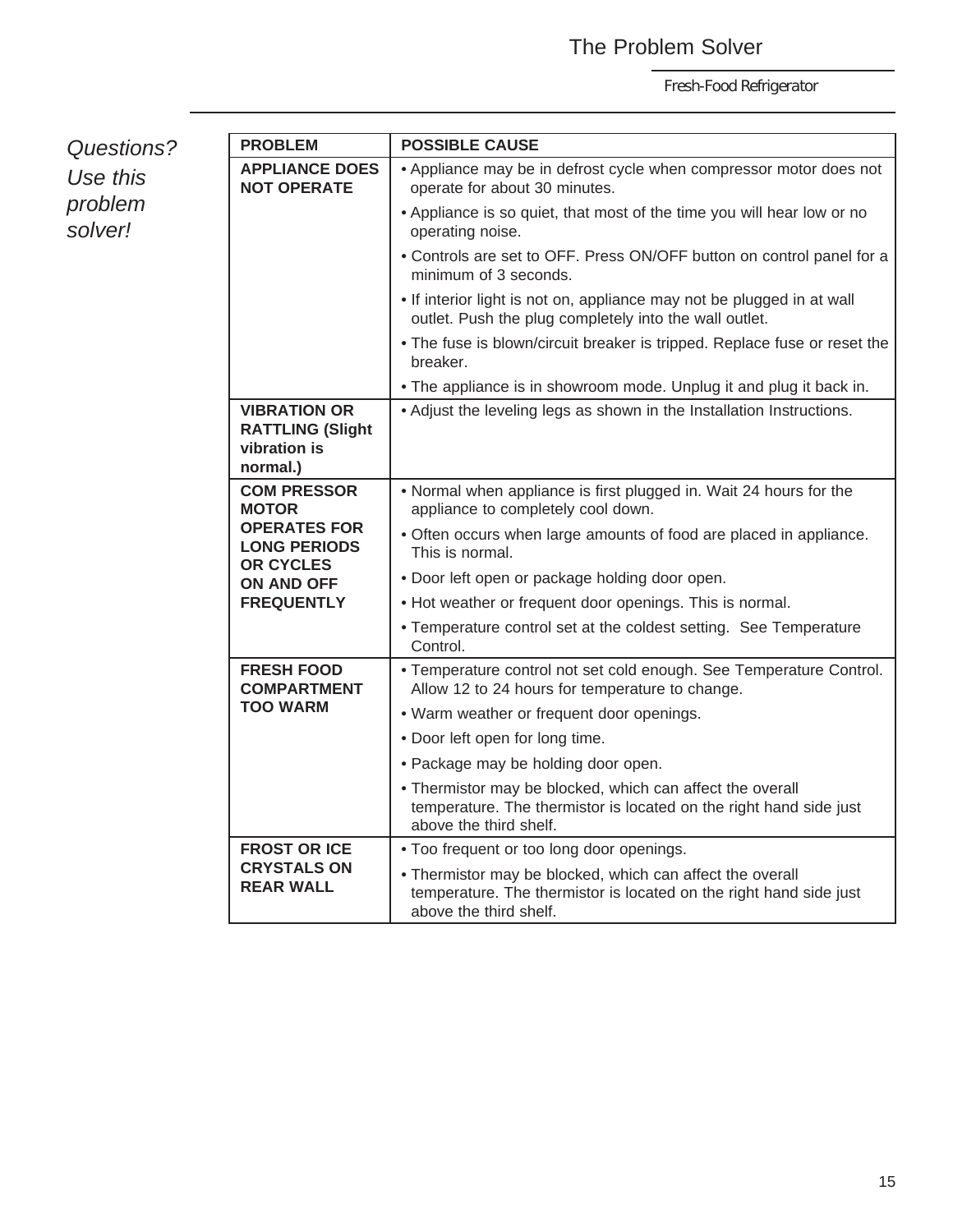# The Problem Solver

## Fresh-Food Refrigerator

*Questions? Use this problem solver!*

| PROBLEM | POSSIBLE CAUSE |
|---|---|
| **APPLIANCE DOES NOT OPERATE** | • Appliance may be in defrost cycle when compressor motor does not operate for about 30 minutes. |
| | • Appliance is so quiet, that most of the time you will hear low or no operating noise. |
| | • Controls are set to OFF. Press ON/OFF button on control panel for a minimum of 3 seconds. |
| | • If interior light is not on, appliance may not be plugged in at wall outlet. Push the plug completely into the wall outlet. |
| | • The fuse is blown/circuit breaker is tripped. Replace fuse or reset the breaker. |
| | • The appliance is in showroom mode. Unplug it and plug it back in. |
| **VIBRATION OR RATTLING (Slight vibration is normal.)** | • Adjust the leveling legs as shown in the Installation Instructions. |
| **COM PRESSOR MOTOR OPERATES FOR LONG PERIODS OR CYCLES ON AND OFF FREQUENTLY** | • Normal when appliance is first plugged in. Wait 24 hours for the appliance to completely cool down. |
| | • Often occurs when large amounts of food are placed in appliance. This is normal. |
| | • Door left open or package holding door open. |
| | • Hot weather or frequent door openings. This is normal. |
| | • Temperature control set at the coldest setting. See Temperature Control. |
| **FRESH FOOD COMPARTMENT TOO WARM** | • Temperature control not set cold enough. See Temperature Control. Allow 12 to 24 hours for temperature to change. |
| | • Warm weather or frequent door openings. |
| | • Door left open for long time. |
| | • Package may be holding door open. |
| | • Thermistor may be blocked, which can affect the overall temperature. The thermistor is located on the right hand side just above the third shelf. |
| **FROST OR ICE CRYSTALS ON REAR WALL** | • Too frequent or too long door openings. |
| | • Thermistor may be blocked, which can affect the overall temperature. The thermistor is located on the right hand side just above the third shelf. |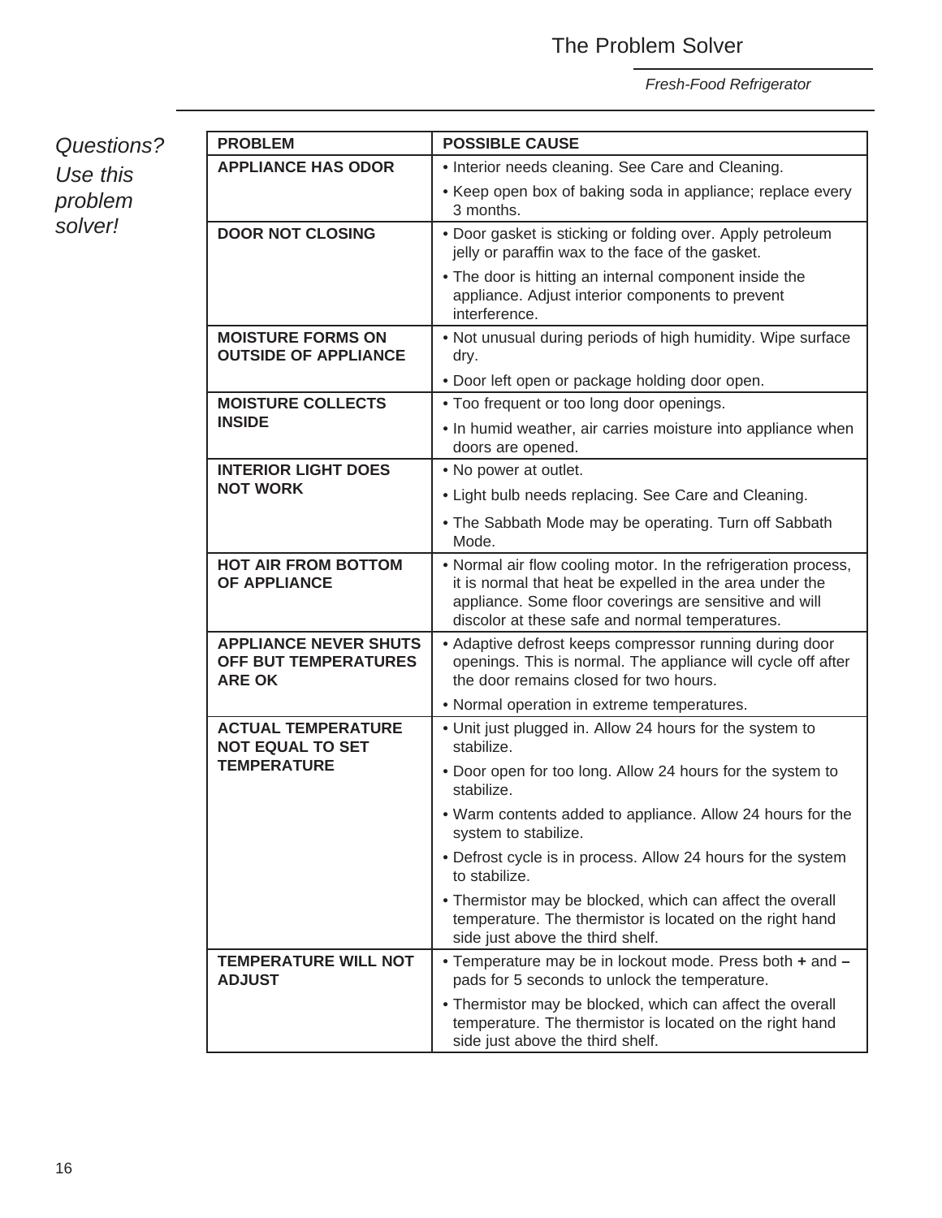# The Problem Solver

*Fresh-Food Refrigerator*

*Questions? Use this problem solver!*

| PROBLEM | POSSIBLE CAUSE |
|---|---|
| **APPLIANCE HAS ODOR** | • Interior needs cleaning. See Care and Cleaning.<br>• Keep open box of baking soda in appliance; replace every 3 months. |
| **DOOR NOT CLOSING** | • Door gasket is sticking or folding over. Apply petroleum jelly or paraffin wax to the face of the gasket.<br>• The door is hitting an internal component inside the appliance. Adjust interior components to prevent interference. |
| **MOISTURE FORMS ON OUTSIDE OF APPLIANCE** | • Not unusual during periods of high humidity. Wipe surface dry.<br>• Door left open or package holding door open. |
| **MOISTURE COLLECTS INSIDE** | • Too frequent or too long door openings.<br>• In humid weather, air carries moisture into appliance when doors are opened. |
| **INTERIOR LIGHT DOES NOT WORK** | • No power at outlet.<br>• Light bulb needs replacing. See Care and Cleaning.<br>• The Sabbath Mode may be operating. Turn off Sabbath Mode. |
| **HOT AIR FROM BOTTOM OF APPLIANCE** | • Normal air flow cooling motor. In the refrigeration process, it is normal that heat be expelled in the area under the appliance. Some floor coverings are sensitive and will discolor at these safe and normal temperatures. |
| **APPLIANCE NEVER SHUTS OFF BUT TEMPERATURES ARE OK** | • Adaptive defrost keeps compressor running during door openings. This is normal. The appliance will cycle off after the door remains closed for two hours.<br>• Normal operation in extreme temperatures. |
| **ACTUAL TEMPERATURE NOT EQUAL TO SET TEMPERATURE** | • Unit just plugged in. Allow 24 hours for the system to stabilize.<br>• Door open for too long. Allow 24 hours for the system to stabilize.<br>• Warm contents added to appliance. Allow 24 hours for the system to stabilize.<br>• Defrost cycle is in process. Allow 24 hours for the system to stabilize.<br>• Thermistor may be blocked, which can affect the overall temperature. The thermistor is located on the right hand side just above the third shelf. |
| **TEMPERATURE WILL NOT ADJUST** | • Temperature may be in lockout mode. Press both **+** and **–** pads for 5 seconds to unlock the temperature.<br>• Thermistor may be blocked, which can affect the overall temperature. The thermistor is located on the right hand side just above the third shelf. |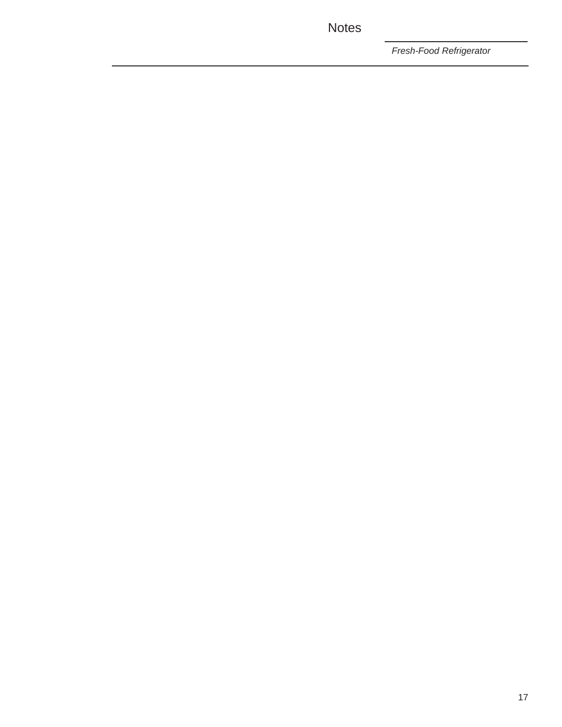# Notes

*Fresh-Food Refrigerator*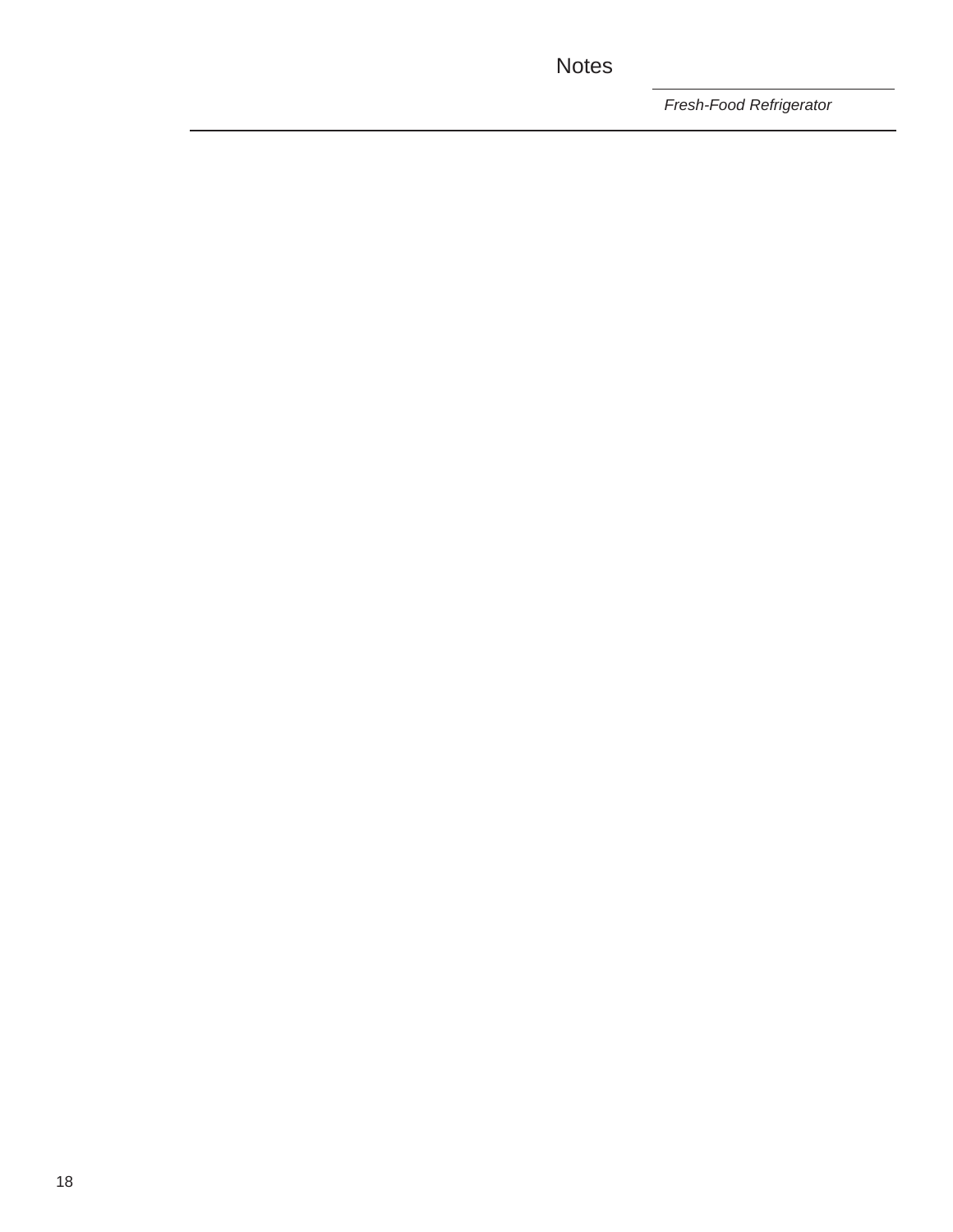# Notes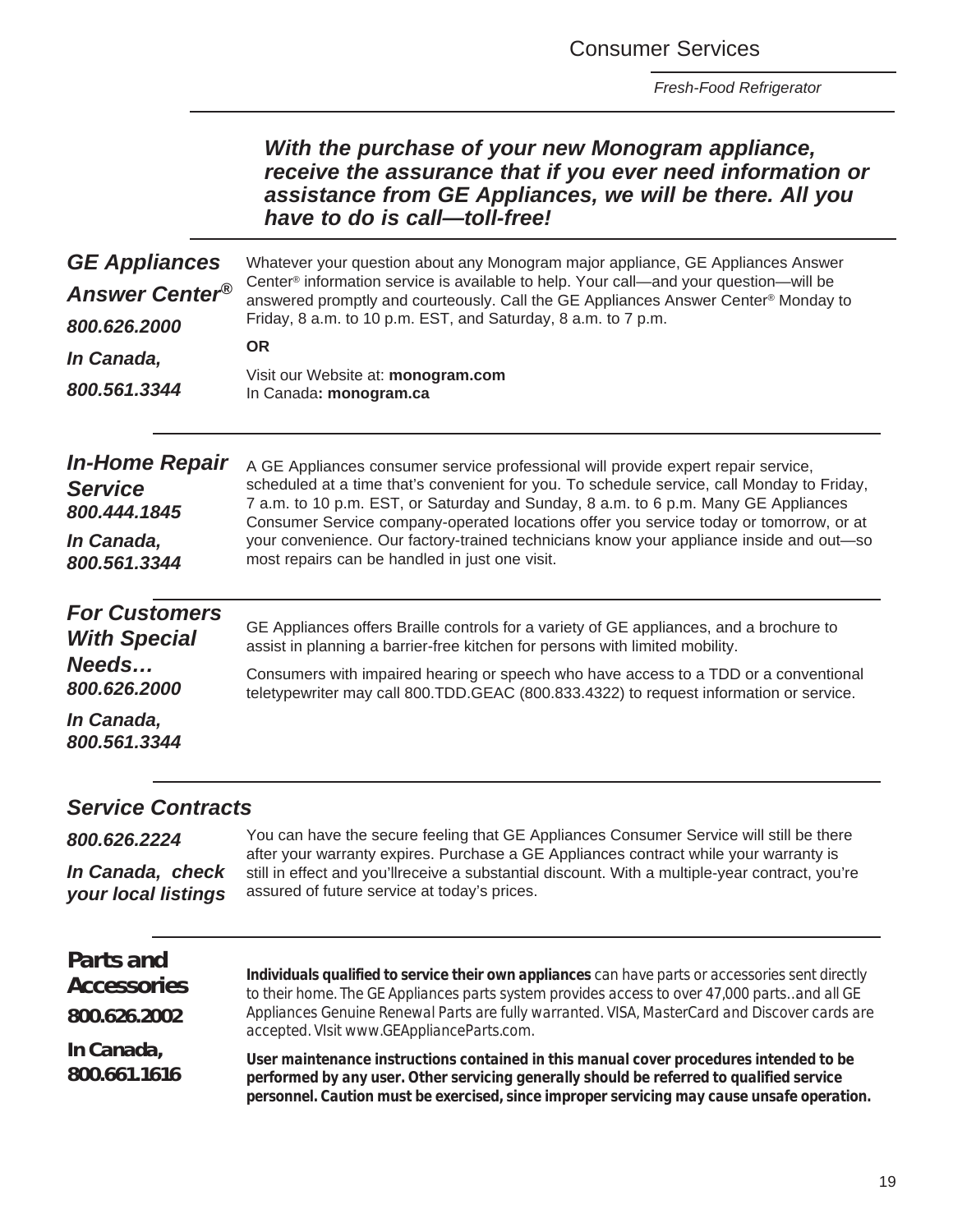# Consumer Services

*Fresh-Food Refrigerator*

***With the purchase of your new Monogram appliance, receive the assurance that if you ever need information or assistance from GE Appliances, we will be there. All you have to do is call—toll-free!***

## *GE Appliances Answer Center®*

***800.626.2000***

***In Canada, 800.561.3344***

Whatever your question about any Monogram major appliance, GE Appliances Answer Center® information service is available to help. Your call—and your question—will be answered promptly and courteously. Call the GE Appliances Answer Center® Monday to Friday, 8 a.m. to 10 p.m. EST, and Saturday, 8 a.m. to 7 p.m.

**OR**

Visit our Website at: **monogram.com**
In Canada**: monogram.ca**

## *In-Home Repair Service*

***800.444.1845***

***In Canada, 800.561.3344***

A GE Appliances consumer service professional will provide expert repair service, scheduled at a time that's convenient for you. To schedule service, call Monday to Friday, 7 a.m. to 10 p.m. EST, or Saturday and Sunday, 8 a.m. to 6 p.m. Many GE Appliances Consumer Service company-operated locations offer you service today or tomorrow, or at your convenience. Our factory-trained technicians know your appliance inside and out—so most repairs can be handled in just one visit.

## *For Customers With Special Needs…*

***800.626.2000***

***In Canada, 800.561.3344***

GE Appliances offers Braille controls for a variety of GE appliances, and a brochure to assist in planning a barrier-free kitchen for persons with limited mobility.

Consumers with impaired hearing or speech who have access to a TDD or a conventional teletypewriter may call 800.TDD.GEAC (800.833.4322) to request information or service.

## *Service Contracts*

***800.626.2224***

***In Canada, check your local listings***

You can have the secure feeling that GE Appliances Consumer Service will still be there after your warranty expires. Purchase a GE Appliances contract while your warranty is still in effect and you'llreceive a substantial discount. With a multiple-year contract, you're assured of future service at today's prices.

## *Parts and Accessories*

***800.626.2002***

***In Canada, 800.661.1616***

**Individuals qualified to service their own appliances** can have parts or accessories sent directly to their home. The GE Appliances parts system provides access to over 47,000 parts..and all GE Appliances Genuine Renewal Parts are fully warranted. VISA, MasterCard and Discover cards are accepted. VIsit www.GEApplianceParts.com.

**User maintenance instructions contained in this manual cover procedures intended to be performed by any user. Other servicing generally should be referred to qualified service personnel. Caution must be exercised, since improper servicing may cause unsafe operation.**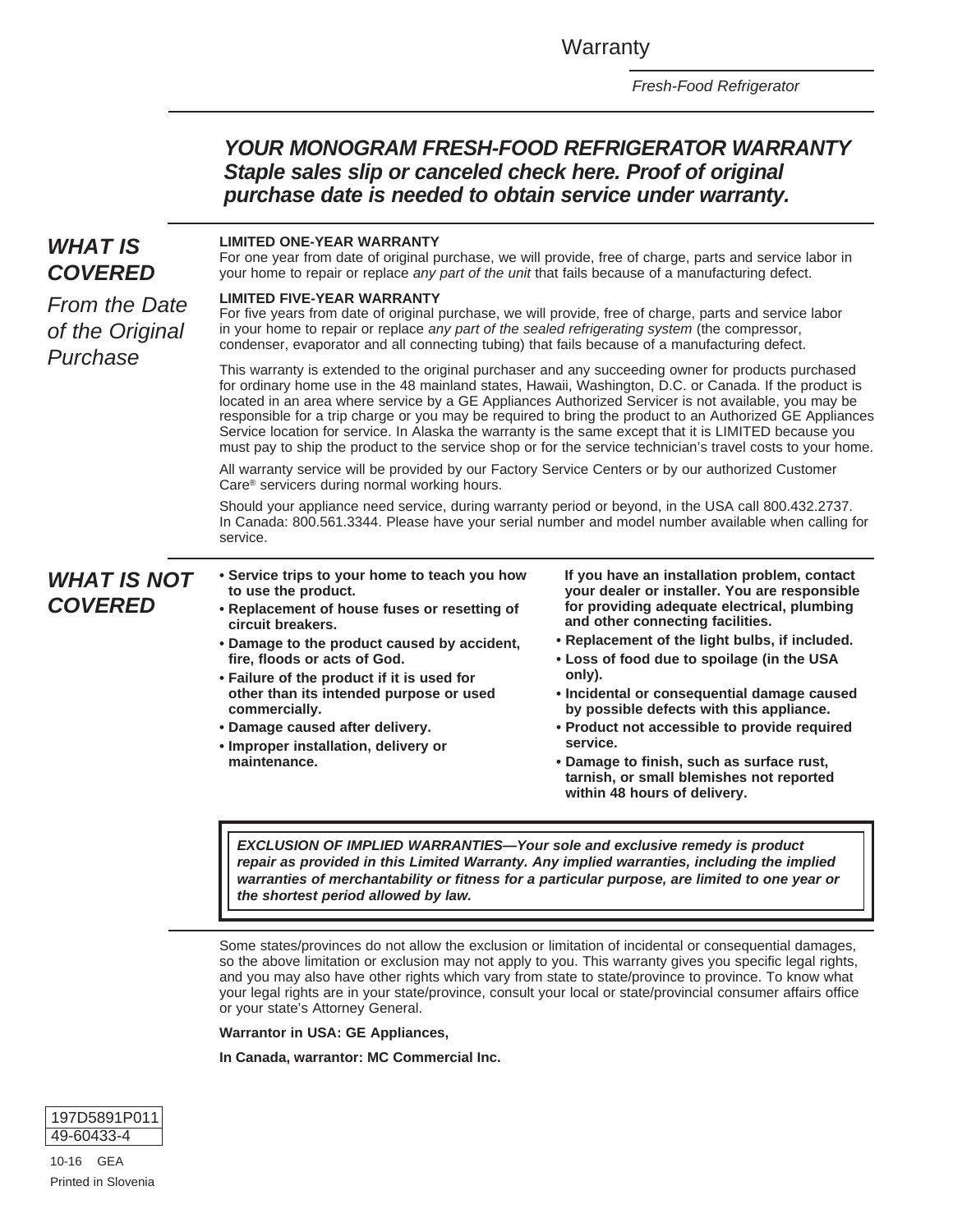# YOUR MONOGRAM FRESH-FOOD REFRIGERATOR WARRANTY

***Staple sales slip or canceled check here. Proof of original purchase date is needed to obtain service under warranty.***

## WHAT IS COVERED

*From the Date of the Original Purchase*

**LIMITED ONE-YEAR WARRANTY**
For one year from date of original purchase, we will provide, free of charge, parts and service labor in your home to repair or replace *any part of the unit* that fails because of a manufacturing defect.

**LIMITED FIVE-YEAR WARRANTY**
For five years from date of original purchase, we will provide, free of charge, parts and service labor in your home to repair or replace *any part of the sealed refrigerating system* (the compressor, condenser, evaporator and all connecting tubing) that fails because of a manufacturing defect.

This warranty is extended to the original purchaser and any succeeding owner for products purchased for ordinary home use in the 48 mainland states, Hawaii, Washington, D.C. or Canada. If the product is located in an area where service by a GE Appliances Authorized Servicer is not available, you may be responsible for a trip charge or you may be required to bring the product to an Authorized GE Appliances Service location for service. In Alaska the warranty is the same except that it is LIMITED because you must pay to ship the product to the service shop or for the service technician's travel costs to your home.

All warranty service will be provided by our Factory Service Centers or by our authorized Customer Care® servicers during normal working hours.

Should your appliance need service, during warranty period or beyond, in the USA call 800.432.2737. In Canada: 800.561.3344. Please have your serial number and model number available when calling for service.

## WHAT IS NOT COVERED

- **Service trips to your home to teach you how to use the product.**
- **Replacement of house fuses or resetting of circuit breakers.**
- **Damage to the product caused by accident, fire, floods or acts of God.**
- **Failure of the product if it is used for other than its intended purpose or used commercially.**
- **Damage caused after delivery.**
- **Improper installation, delivery or maintenance.**

**If you have an installation problem, contact your dealer or installer. You are responsible for providing adequate electrical, plumbing and other connecting facilities.**

- **Replacement of the light bulbs, if included.**
- **Loss of food due to spoilage (in the USA only).**
- **Incidental or consequential damage caused by possible defects with this appliance.**
- **Product not accessible to provide required service.**
- **Damage to finish, such as surface rust, tarnish, or small blemishes not reported within 48 hours of delivery.**

***EXCLUSION OF IMPLIED WARRANTIES—Your sole and exclusive remedy is product repair as provided in this Limited Warranty. Any implied warranties, including the implied warranties of merchantability or fitness for a particular purpose, are limited to one year or the shortest period allowed by law.***

Some states/provinces do not allow the exclusion or limitation of incidental or consequential damages, so the above limitation or exclusion may not apply to you. This warranty gives you specific legal rights, and you may also have other rights which vary from state to state/province to province. To know what your legal rights are in your state/province, consult your local or state/provincial consumer affairs office or your state's Attorney General.

**Warrantor in USA: GE Appliances,**

**In Canada, warrantor: MC Commercial Inc.**

197D5891P011
49-60433-4

10-16 GEA
Printed in Slovenia